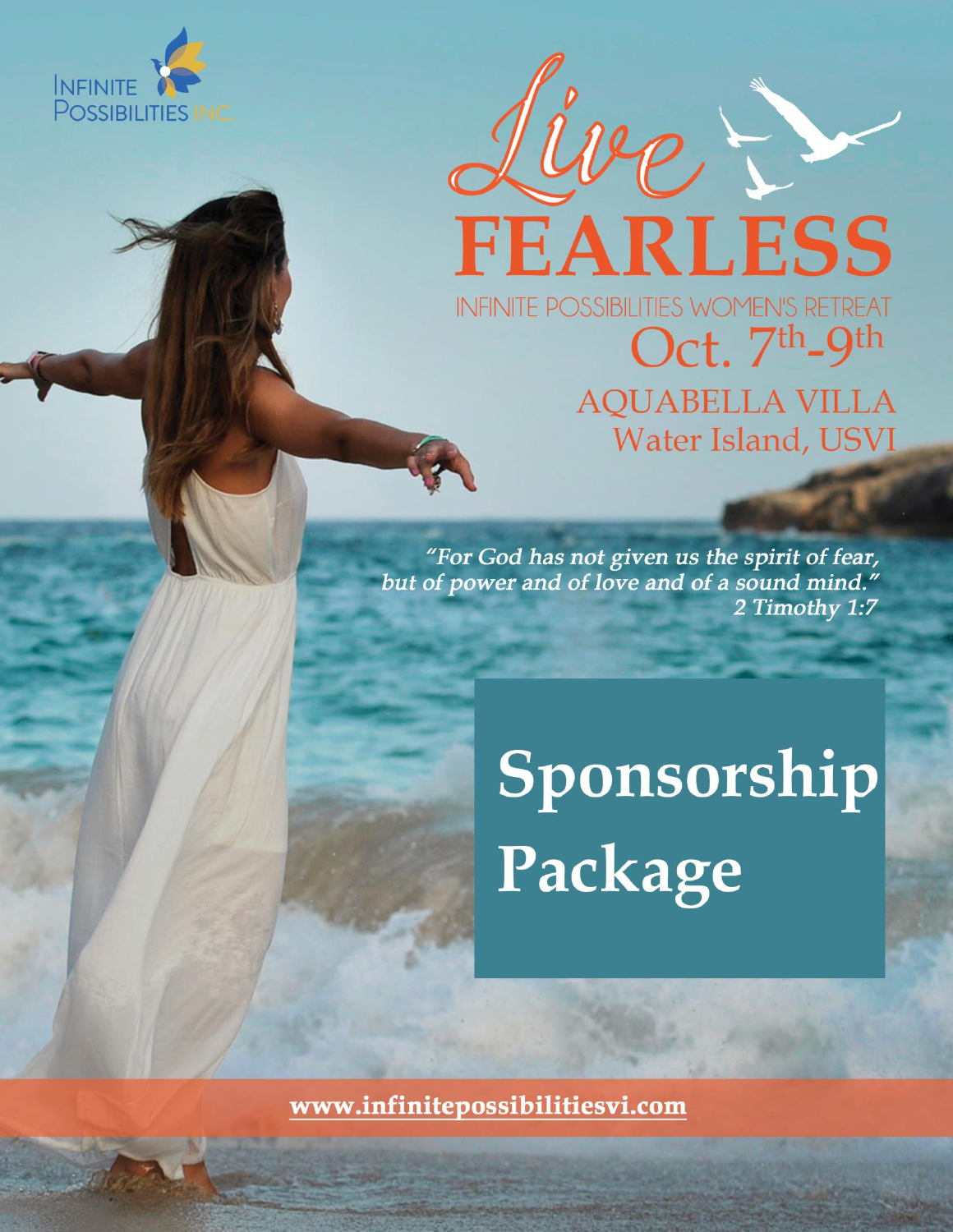INFINITE POSSIBILITIES INC.

# Live FEARLESS

INFINITE POSSIBILITIES WOMEN'S RETREAT

Oct. 7th-9th

AQUABELLA VILLA
Water Island, USVI

*"For God has not given us the spirit of fear, but of power and of love and of a sound mind."*
*2 Timothy 1:7*

# Sponsorship Package

www.infinitepossibilitiesvi.com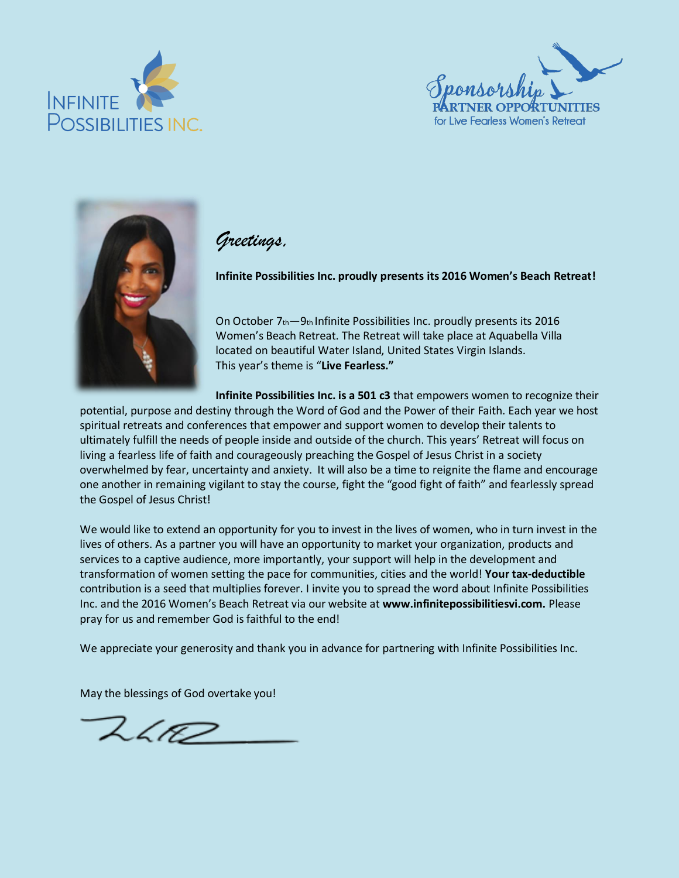INFINITE POSSIBILITIES INC.

Sponsorship PARTNER OPPORTUNITIES for Live Fearless Women's Retreat

*Greetings,*

**Infinite Possibilities Inc. proudly presents its 2016 Women's Beach Retreat!**

On October 7th—9th Infinite Possibilities Inc. proudly presents its 2016 Women's Beach Retreat. The Retreat will take place at Aquabella Villa located on beautiful Water Island, United States Virgin Islands. This year's theme is "**Live Fearless."**

**Infinite Possibilities Inc. is a 501 c3** that empowers women to recognize their potential, purpose and destiny through the Word of God and the Power of their Faith. Each year we host spiritual retreats and conferences that empower and support women to develop their talents to ultimately fulfill the needs of people inside and outside of the church. This years' Retreat will focus on living a fearless life of faith and courageously preaching the Gospel of Jesus Christ in a society overwhelmed by fear, uncertainty and anxiety. It will also be a time to reignite the flame and encourage one another in remaining vigilant to stay the course, fight the "good fight of faith" and fearlessly spread the Gospel of Jesus Christ!

We would like to extend an opportunity for you to invest in the lives of women, who in turn invest in the lives of others. As a partner you will have an opportunity to market your organization, products and services to a captive audience, more importantly, your support will help in the development and transformation of women setting the pace for communities, cities and the world! **Your tax-deductible** contribution is a seed that multiplies forever. I invite you to spread the word about Infinite Possibilities Inc. and the 2016 Women's Beach Retreat via our website at **www.infinitepossibilitiesvi.com.** Please pray for us and remember God is faithful to the end!

We appreciate your generosity and thank you in advance for partnering with Infinite Possibilities Inc.

May the blessings of God overtake you!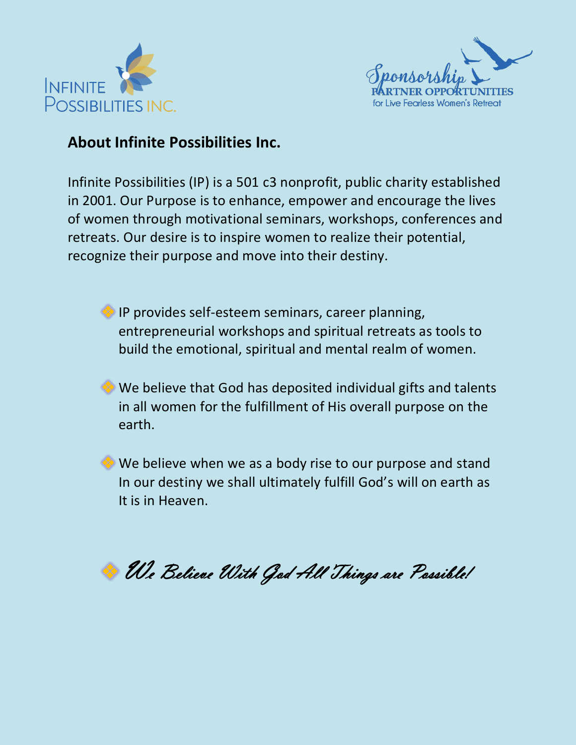INFINITE POSSIBILITIES INC.

*Sponsorship* PARTNER OPPORTUNITIES for Live Fearless Women's Retreat

## About Infinite Possibilities Inc.

Infinite Possibilities (IP) is a 501 c3 nonprofit, public charity established in 2001. Our Purpose is to enhance, empower and encourage the lives of women through motivational seminars, workshops, conferences and retreats. Our desire is to inspire women to realize their potential, recognize their purpose and move into their destiny.

- IP provides self-esteem seminars, career planning, entrepreneurial workshops and spiritual retreats as tools to build the emotional, spiritual and mental realm of women.
- We believe that God has deposited individual gifts and talents in all women for the fulfillment of His overall purpose on the earth.
- We believe when we as a body rise to our purpose and stand In our destiny we shall ultimately fulfill God's will on earth as It is in Heaven.

*We Believe With God All Things are Possible!*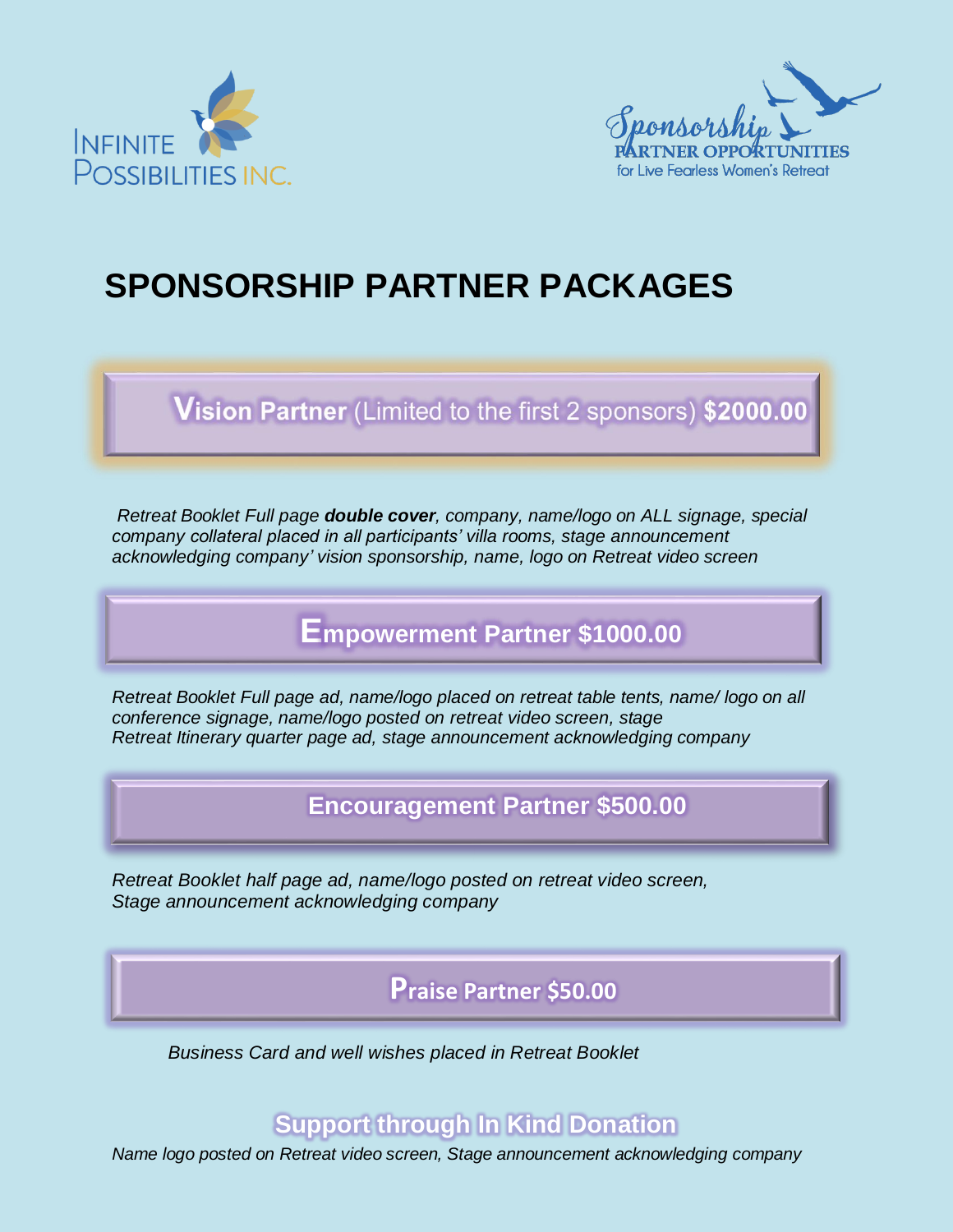INFINITE POSSIBILITIES INC.

*Sponsorship*
**PARTNER OPPORTUNITIES**
for Live Fearless Women's Retreat

# SPONSORSHIP PARTNER PACKAGES

## **Vision Partner** (Limited to the first 2 sponsors) **$2000.00**

*Retreat Booklet Full page **double cover**, company, name/logo on ALL signage, special company collateral placed in all participants' villa rooms, stage announcement acknowledging company' vision sponsorship, name, logo on Retreat video screen*

## **Empowerment Partner $1000.00**

*Retreat Booklet Full page ad, name/logo placed on retreat table tents, name/ logo on all conference signage, name/logo posted on retreat video screen, stage Retreat Itinerary quarter page ad, stage announcement acknowledging company*

## **Encouragement Partner $500.00**

*Retreat Booklet half page ad, name/logo posted on retreat video screen, Stage announcement acknowledging company*

## **Praise Partner $50.00**

*Business Card and well wishes placed in Retreat Booklet*

## **Support through In Kind Donation**

*Name logo posted on Retreat video screen, Stage announcement acknowledging company*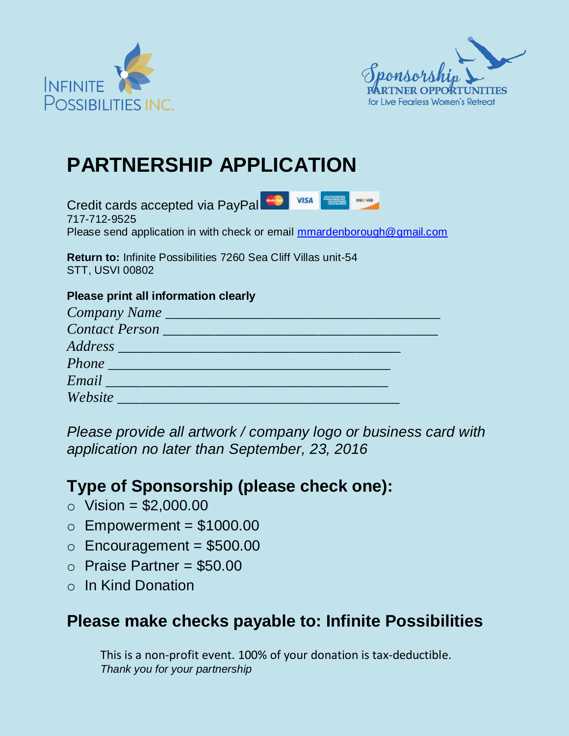INFINITE POSSIBILITIES INC.

Sponsorship PARTNER OPPORTUNITIES for Live Fearless Women's Retreat

# PARTNERSHIP APPLICATION

Credit cards accepted via PayPal
717-712-9525
Please send application in with check or email mmardenborough@gmail.com

**Return to:** Infinite Possibilities 7260 Sea Cliff Villas unit-54
STT, USVI 00802

**Please print all information clearly**

*Company Name* ______________________________________
*Contact Person* ______________________________________
*Address* ______________________________________
*Phone* ______________________________________
*Email* ______________________________________
*Website* ______________________________________

*Please provide all artwork / company logo or business card with application no later than September, 23, 2016*

## Type of Sponsorship (please check one):

- Vision = $2,000.00
- Empowerment = $1000.00
- Encouragement = $500.00
- Praise Partner = $50.00
- In Kind Donation

## Please make checks payable to: Infinite Possibilities

This is a non-profit event. 100% of your donation is tax-deductible.
*Thank you for your partnership*